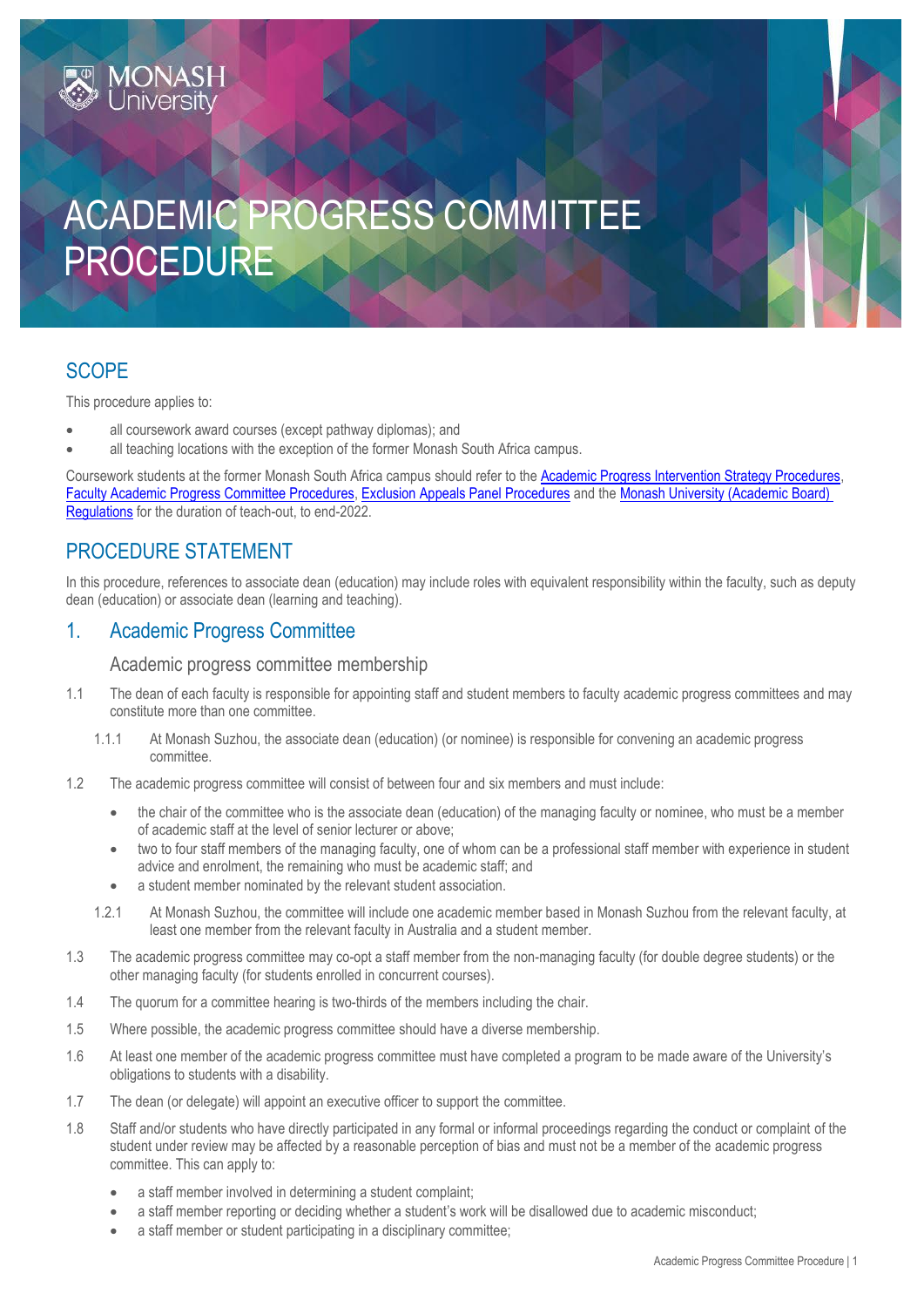# ACADEMIC PROGRESS COMMITTEE PROCEDURE

## SCOPE

This procedure applies to:

- all coursework award courses (except pathway diplomas); and
- all teaching locations with the exception of the former Monash South Africa campus.

Coursework students at the former Monash South Africa campus should refer to the Academic Progress Intervention Strategy Procedures, Faculty Academic Progress Committee Procedures, Exclusion Appeals Panel Procedures and the Monash University (Academic Board) Regulations for the duration of teach-out, to end-2022.

## PROCEDURE STATEMENT

In this procedure, references to associate dean (education) may include roles with equivalent responsibility within the faculty, such as deputy dean (education) or associate dean (learning and teaching).

## 1. Academic Progress Committee

### Academic progress committee membership

1.1 The dean of each faculty is responsible for appointing staff and student members to faculty academic progress committees and may constitute more than one committee.

1.1.1 At Monash Suzhou, the associate dean (education) (or nominee) is responsible for convening an academic progress committee.

1.2 The academic progress committee will consist of between four and six members and must include:

- the chair of the committee who is the associate dean (education) of the managing faculty or nominee, who must be a member of academic staff at the level of senior lecturer or above;
- two to four staff members of the managing faculty, one of whom can be a professional staff member with experience in student advice and enrolment, the remaining who must be academic staff; and
- a student member nominated by the relevant student association.

1.2.1 At Monash Suzhou, the committee will include one academic member based in Monash Suzhou from the relevant faculty, at least one member from the relevant faculty in Australia and a student member.

1.3 The academic progress committee may co-opt a staff member from the non-managing faculty (for double degree students) or the other managing faculty (for students enrolled in concurrent courses).

1.4 The quorum for a committee hearing is two-thirds of the members including the chair.

1.5 Where possible, the academic progress committee should have a diverse membership.

1.6 At least one member of the academic progress committee must have completed a program to be made aware of the University's obligations to students with a disability.

1.7 The dean (or delegate) will appoint an executive officer to support the committee.

1.8 Staff and/or students who have directly participated in any formal or informal proceedings regarding the conduct or complaint of the student under review may be affected by a reasonable perception of bias and must not be a member of the academic progress committee. This can apply to:

- a staff member involved in determining a student complaint;
- a staff member reporting or deciding whether a student's work will be disallowed due to academic misconduct;
- a staff member or student participating in a disciplinary committee;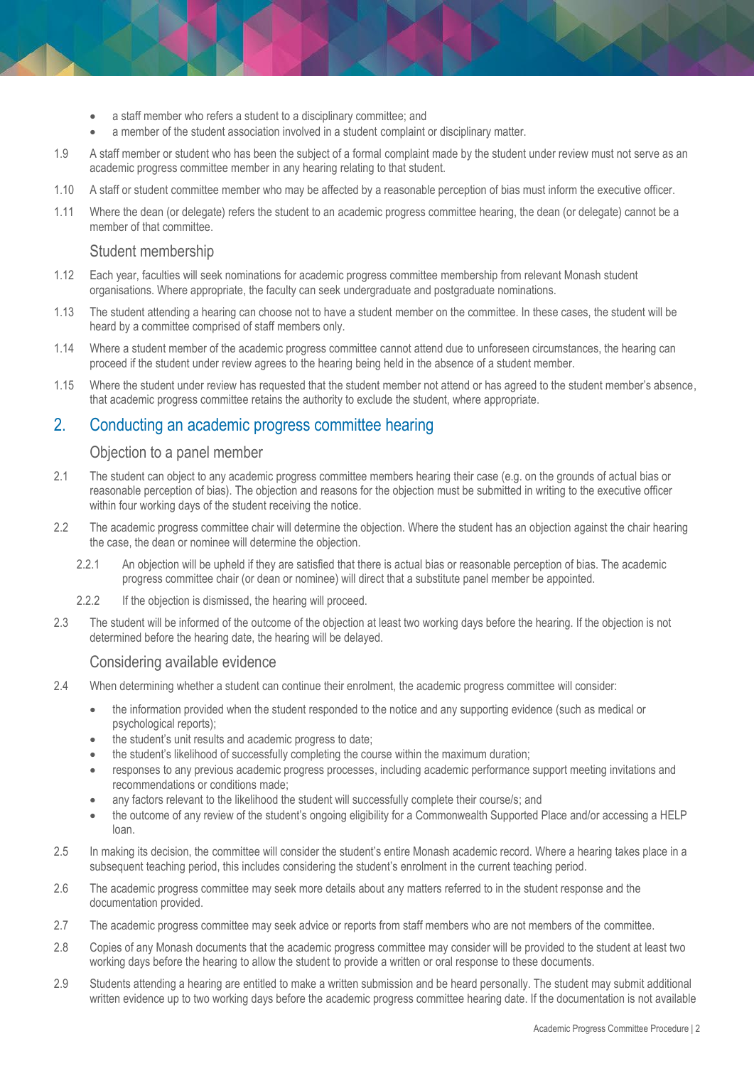- a staff member who refers a student to a disciplinary committee; and
- a member of the student association involved in a student complaint or disciplinary matter.

1.9 A staff member or student who has been the subject of a formal complaint made by the student under review must not serve as an academic progress committee member in any hearing relating to that student.

1.10 A staff or student committee member who may be affected by a reasonable perception of bias must inform the executive officer.

1.11 Where the dean (or delegate) refers the student to an academic progress committee hearing, the dean (or delegate) cannot be a member of that committee.

### Student membership

1.12 Each year, faculties will seek nominations for academic progress committee membership from relevant Monash student organisations. Where appropriate, the faculty can seek undergraduate and postgraduate nominations.

1.13 The student attending a hearing can choose not to have a student member on the committee. In these cases, the student will be heard by a committee comprised of staff members only.

1.14 Where a student member of the academic progress committee cannot attend due to unforeseen circumstances, the hearing can proceed if the student under review agrees to the hearing being held in the absence of a student member.

1.15 Where the student under review has requested that the student member not attend or has agreed to the student member's absence, that academic progress committee retains the authority to exclude the student, where appropriate.

## 2. Conducting an academic progress committee hearing

### Objection to a panel member

2.1 The student can object to any academic progress committee members hearing their case (e.g. on the grounds of actual bias or reasonable perception of bias). The objection and reasons for the objection must be submitted in writing to the executive officer within four working days of the student receiving the notice.

2.2 The academic progress committee chair will determine the objection. Where the student has an objection against the chair hearing the case, the dean or nominee will determine the objection.

2.2.1 An objection will be upheld if they are satisfied that there is actual bias or reasonable perception of bias. The academic progress committee chair (or dean or nominee) will direct that a substitute panel member be appointed.

2.2.2 If the objection is dismissed, the hearing will proceed.

2.3 The student will be informed of the outcome of the objection at least two working days before the hearing. If the objection is not determined before the hearing date, the hearing will be delayed.

### Considering available evidence

2.4 When determining whether a student can continue their enrolment, the academic progress committee will consider:

- the information provided when the student responded to the notice and any supporting evidence (such as medical or psychological reports);
- the student's unit results and academic progress to date;
- the student's likelihood of successfully completing the course within the maximum duration;
- responses to any previous academic progress processes, including academic performance support meeting invitations and recommendations or conditions made;
- any factors relevant to the likelihood the student will successfully complete their course/s; and
- the outcome of any review of the student's ongoing eligibility for a Commonwealth Supported Place and/or accessing a HELP loan.

2.5 In making its decision, the committee will consider the student's entire Monash academic record. Where a hearing takes place in a subsequent teaching period, this includes considering the student's enrolment in the current teaching period.

2.6 The academic progress committee may seek more details about any matters referred to in the student response and the documentation provided.

2.7 The academic progress committee may seek advice or reports from staff members who are not members of the committee.

2.8 Copies of any Monash documents that the academic progress committee may consider will be provided to the student at least two working days before the hearing to allow the student to provide a written or oral response to these documents.

2.9 Students attending a hearing are entitled to make a written submission and be heard personally. The student may submit additional written evidence up to two working days before the academic progress committee hearing date. If the documentation is not available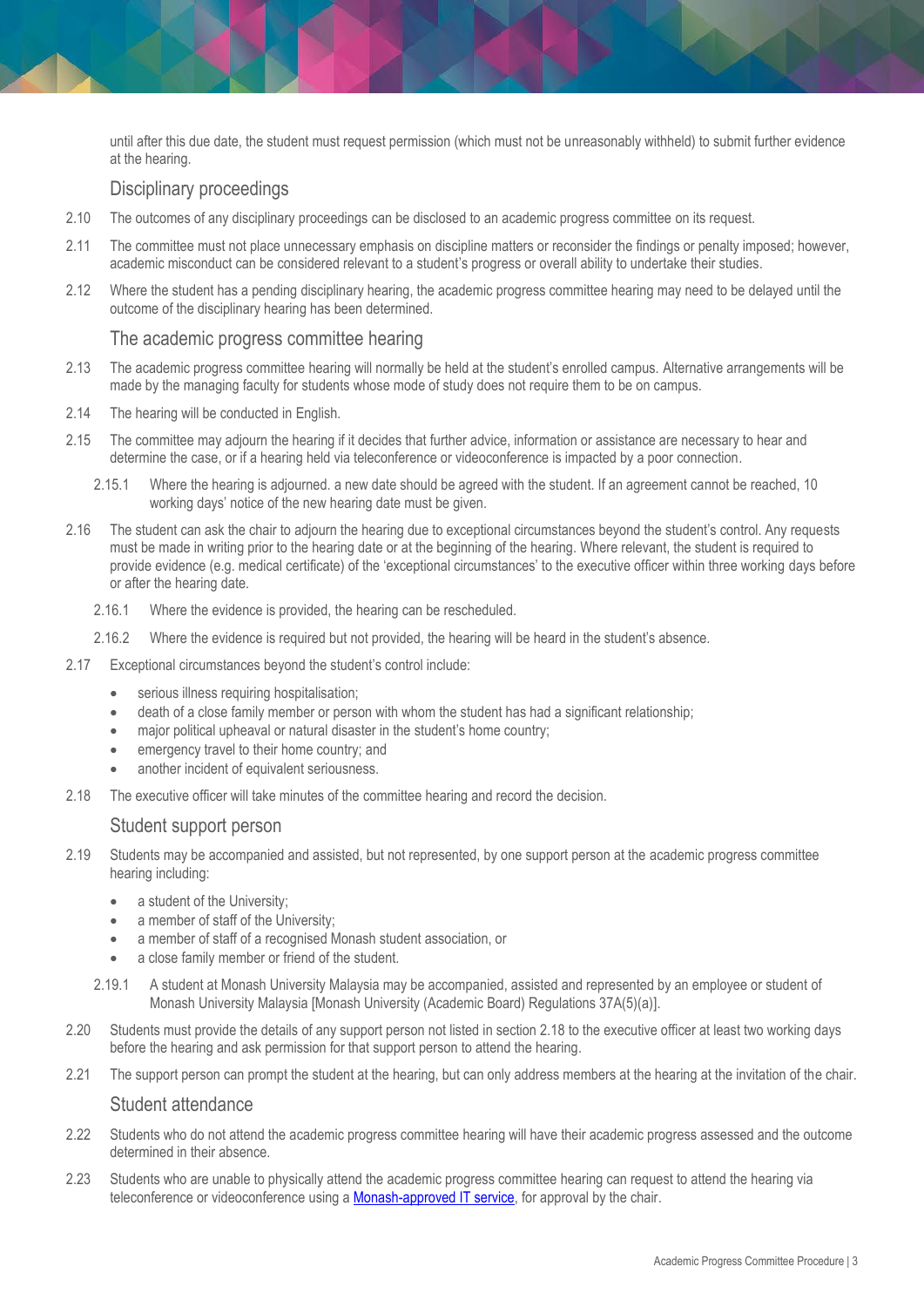until after this due date, the student must request permission (which must not be unreasonably withheld) to submit further evidence at the hearing.

### Disciplinary proceedings

2.10 The outcomes of any disciplinary proceedings can be disclosed to an academic progress committee on its request.

2.11 The committee must not place unnecessary emphasis on discipline matters or reconsider the findings or penalty imposed; however, academic misconduct can be considered relevant to a student's progress or overall ability to undertake their studies.

2.12 Where the student has a pending disciplinary hearing, the academic progress committee hearing may need to be delayed until the outcome of the disciplinary hearing has been determined.

### The academic progress committee hearing

2.13 The academic progress committee hearing will normally be held at the student's enrolled campus. Alternative arrangements will be made by the managing faculty for students whose mode of study does not require them to be on campus.

2.14 The hearing will be conducted in English.

2.15 The committee may adjourn the hearing if it decides that further advice, information or assistance are necessary to hear and determine the case, or if a hearing held via teleconference or videoconference is impacted by a poor connection.

2.15.1 Where the hearing is adjourned. a new date should be agreed with the student. If an agreement cannot be reached, 10 working days' notice of the new hearing date must be given.

2.16 The student can ask the chair to adjourn the hearing due to exceptional circumstances beyond the student's control. Any requests must be made in writing prior to the hearing date or at the beginning of the hearing. Where relevant, the student is required to provide evidence (e.g. medical certificate) of the 'exceptional circumstances' to the executive officer within three working days before or after the hearing date.

2.16.1 Where the evidence is provided, the hearing can be rescheduled.

2.16.2 Where the evidence is required but not provided, the hearing will be heard in the student's absence.

2.17 Exceptional circumstances beyond the student's control include:

- serious illness requiring hospitalisation;
- death of a close family member or person with whom the student has had a significant relationship;
- major political upheaval or natural disaster in the student's home country;
- emergency travel to their home country; and
- another incident of equivalent seriousness.

2.18 The executive officer will take minutes of the committee hearing and record the decision.

### Student support person

2.19 Students may be accompanied and assisted, but not represented, by one support person at the academic progress committee hearing including:

- a student of the University;
- a member of staff of the University;
- a member of staff of a recognised Monash student association, or
- a close family member or friend of the student.

2.19.1 A student at Monash University Malaysia may be accompanied, assisted and represented by an employee or student of Monash University Malaysia [Monash University (Academic Board) Regulations 37A(5)(a)].

2.20 Students must provide the details of any support person not listed in section 2.18 to the executive officer at least two working days before the hearing and ask permission for that support person to attend the hearing.

2.21 The support person can prompt the student at the hearing, but can only address members at the hearing at the invitation of the chair.

### Student attendance

2.22 Students who do not attend the academic progress committee hearing will have their academic progress assessed and the outcome determined in their absence.

2.23 Students who are unable to physically attend the academic progress committee hearing can request to attend the hearing via teleconference or videoconference using a Monash-approved IT service, for approval by the chair.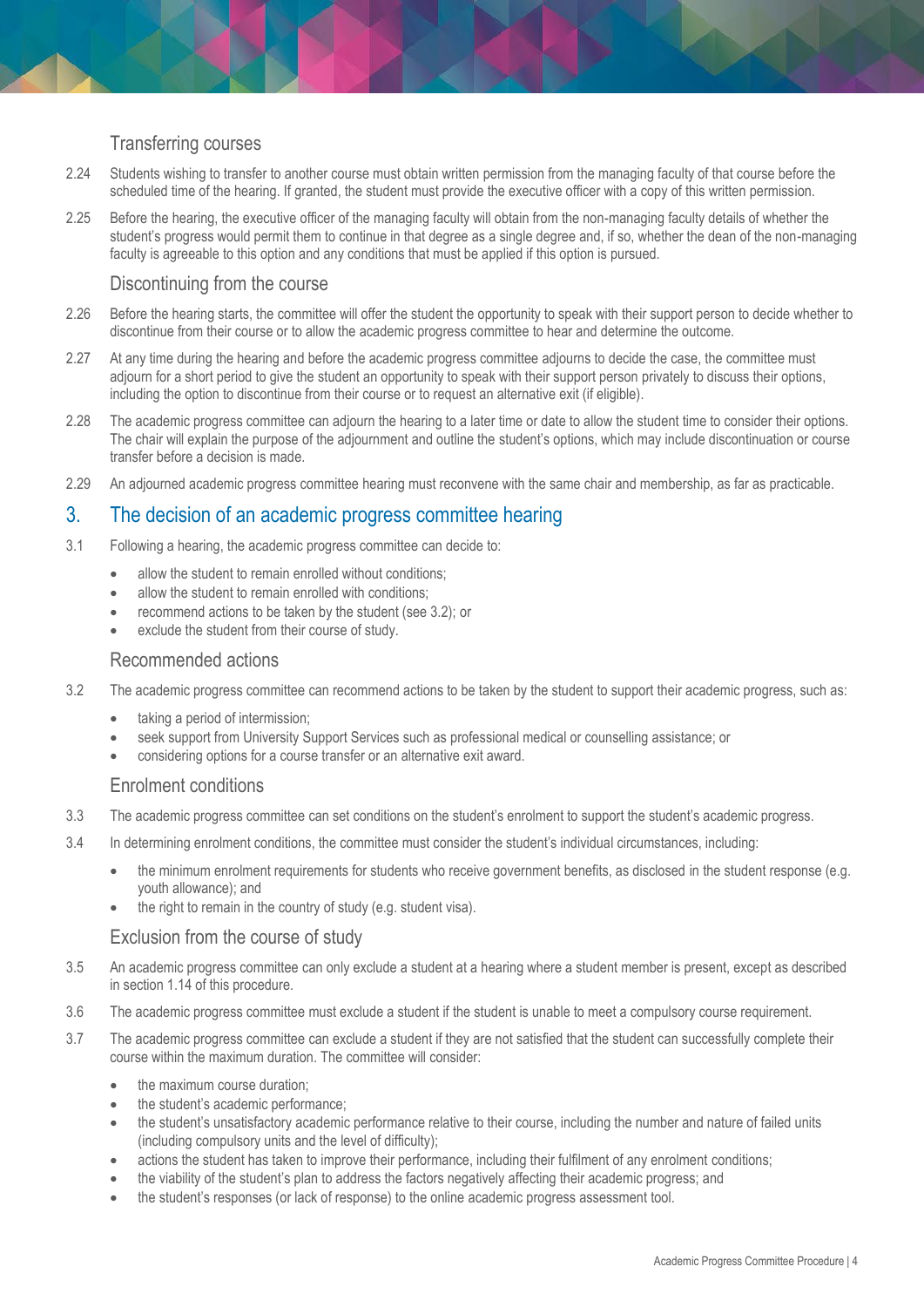### Transferring courses

2.24 Students wishing to transfer to another course must obtain written permission from the managing faculty of that course before the scheduled time of the hearing. If granted, the student must provide the executive officer with a copy of this written permission.

2.25 Before the hearing, the executive officer of the managing faculty will obtain from the non-managing faculty details of whether the student's progress would permit them to continue in that degree as a single degree and, if so, whether the dean of the non-managing faculty is agreeable to this option and any conditions that must be applied if this option is pursued.

### Discontinuing from the course

2.26 Before the hearing starts, the committee will offer the student the opportunity to speak with their support person to decide whether to discontinue from their course or to allow the academic progress committee to hear and determine the outcome.

2.27 At any time during the hearing and before the academic progress committee adjourns to decide the case, the committee must adjourn for a short period to give the student an opportunity to speak with their support person privately to discuss their options, including the option to discontinue from their course or to request an alternative exit (if eligible).

2.28 The academic progress committee can adjourn the hearing to a later time or date to allow the student time to consider their options. The chair will explain the purpose of the adjournment and outline the student's options, which may include discontinuation or course transfer before a decision is made.

2.29 An adjourned academic progress committee hearing must reconvene with the same chair and membership, as far as practicable.

## 3. The decision of an academic progress committee hearing

3.1 Following a hearing, the academic progress committee can decide to:

- allow the student to remain enrolled without conditions;
- allow the student to remain enrolled with conditions;
- recommend actions to be taken by the student (see 3.2); or
- exclude the student from their course of study.

### Recommended actions

3.2 The academic progress committee can recommend actions to be taken by the student to support their academic progress, such as:

- taking a period of intermission;
- seek support from University Support Services such as professional medical or counselling assistance; or
- considering options for a course transfer or an alternative exit award.

### Enrolment conditions

3.3 The academic progress committee can set conditions on the student's enrolment to support the student's academic progress.

3.4 In determining enrolment conditions, the committee must consider the student's individual circumstances, including:

- the minimum enrolment requirements for students who receive government benefits, as disclosed in the student response (e.g. youth allowance); and
- the right to remain in the country of study (e.g. student visa).

### Exclusion from the course of study

3.5 An academic progress committee can only exclude a student at a hearing where a student member is present, except as described in section 1.14 of this procedure.

3.6 The academic progress committee must exclude a student if the student is unable to meet a compulsory course requirement.

3.7 The academic progress committee can exclude a student if they are not satisfied that the student can successfully complete their course within the maximum duration. The committee will consider:

- the maximum course duration;
- the student's academic performance;
- the student's unsatisfactory academic performance relative to their course, including the number and nature of failed units (including compulsory units and the level of difficulty);
- actions the student has taken to improve their performance, including their fulfilment of any enrolment conditions;
- the viability of the student's plan to address the factors negatively affecting their academic progress; and
- the student's responses (or lack of response) to the online academic progress assessment tool.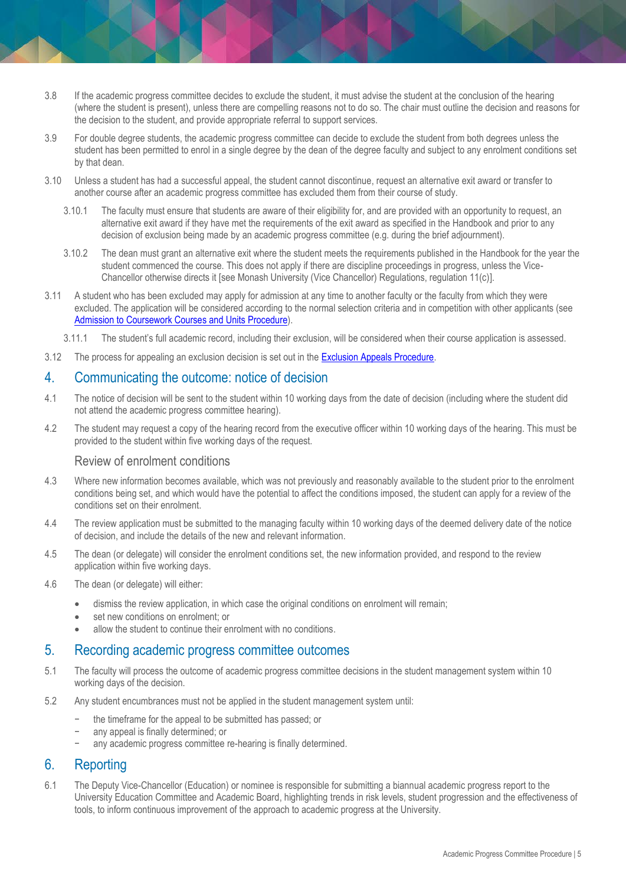3.8 If the academic progress committee decides to exclude the student, it must advise the student at the conclusion of the hearing (where the student is present), unless there are compelling reasons not to do so. The chair must outline the decision and reasons for the decision to the student, and provide appropriate referral to support services.

3.9 For double degree students, the academic progress committee can decide to exclude the student from both degrees unless the student has been permitted to enrol in a single degree by the dean of the degree faculty and subject to any enrolment conditions set by that dean.

3.10 Unless a student has had a successful appeal, the student cannot discontinue, request an alternative exit award or transfer to another course after an academic progress committee has excluded them from their course of study.

3.10.1 The faculty must ensure that students are aware of their eligibility for, and are provided with an opportunity to request, an alternative exit award if they have met the requirements of the exit award as specified in the Handbook and prior to any decision of exclusion being made by an academic progress committee (e.g. during the brief adjournment).

3.10.2 The dean must grant an alternative exit where the student meets the requirements published in the Handbook for the year the student commenced the course. This does not apply if there are discipline proceedings in progress, unless the Vice-Chancellor otherwise directs it [see Monash University (Vice Chancellor) Regulations, regulation 11(c)].

3.11 A student who has been excluded may apply for admission at any time to another faculty or the faculty from which they were excluded. The application will be considered according to the normal selection criteria and in competition with other applicants (see Admission to Coursework Courses and Units Procedure).

3.11.1 The student's full academic record, including their exclusion, will be considered when their course application is assessed.

3.12 The process for appealing an exclusion decision is set out in the Exclusion Appeals Procedure.

## 4. Communicating the outcome: notice of decision

4.1 The notice of decision will be sent to the student within 10 working days from the date of decision (including where the student did not attend the academic progress committee hearing).

4.2 The student may request a copy of the hearing record from the executive officer within 10 working days of the hearing. This must be provided to the student within five working days of the request.

### Review of enrolment conditions

4.3 Where new information becomes available, which was not previously and reasonably available to the student prior to the enrolment conditions being set, and which would have the potential to affect the conditions imposed, the student can apply for a review of the conditions set on their enrolment.

4.4 The review application must be submitted to the managing faculty within 10 working days of the deemed delivery date of the notice of decision, and include the details of the new and relevant information.

4.5 The dean (or delegate) will consider the enrolment conditions set, the new information provided, and respond to the review application within five working days.

4.6 The dean (or delegate) will either:

- dismiss the review application, in which case the original conditions on enrolment will remain;
- set new conditions on enrolment; or
- allow the student to continue their enrolment with no conditions.

## 5. Recording academic progress committee outcomes

5.1 The faculty will process the outcome of academic progress committee decisions in the student management system within 10 working days of the decision.

5.2 Any student encumbrances must not be applied in the student management system until:

- the timeframe for the appeal to be submitted has passed; or
- any appeal is finally determined; or
- any academic progress committee re-hearing is finally determined.

## 6. Reporting

6.1 The Deputy Vice-Chancellor (Education) or nominee is responsible for submitting a biannual academic progress report to the University Education Committee and Academic Board, highlighting trends in risk levels, student progression and the effectiveness of tools, to inform continuous improvement of the approach to academic progress at the University.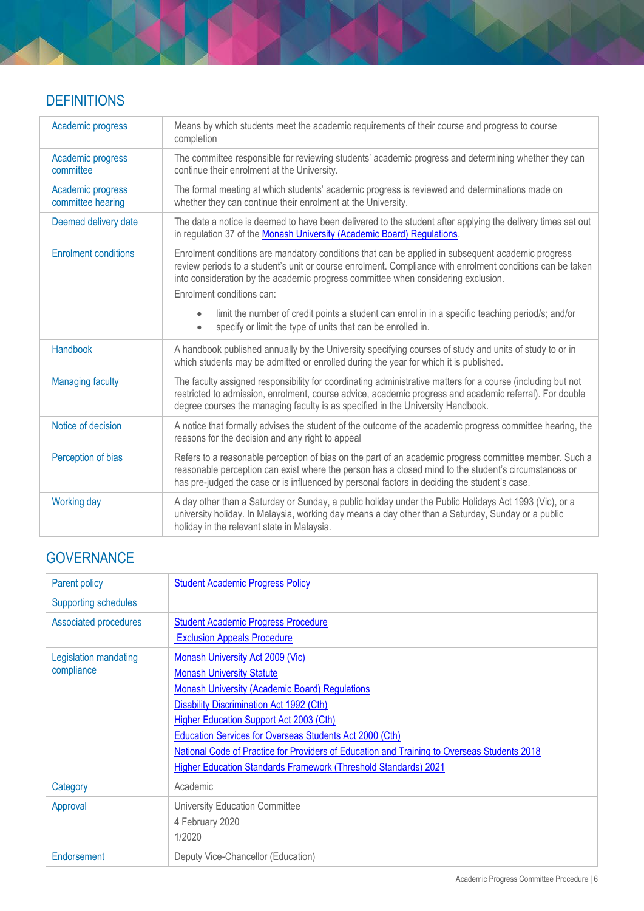## DEFINITIONS

| | |
|---|---|
| Academic progress | Means by which students meet the academic requirements of their course and progress to course completion |
| Academic progress committee | The committee responsible for reviewing students' academic progress and determining whether they can continue their enrolment at the University. |
| Academic progress committee hearing | The formal meeting at which students' academic progress is reviewed and determinations made on whether they can continue their enrolment at the University. |
| Deemed delivery date | The date a notice is deemed to have been delivered to the student after applying the delivery times set out in regulation 37 of the Monash University (Academic Board) Regulations. |
| Enrolment conditions | Enrolment conditions are mandatory conditions that can be applied in subsequent academic progress review periods to a student's unit or course enrolment. Compliance with enrolment conditions can be taken into consideration by the academic progress committee when considering exclusion.<br>Enrolment conditions can:<br>• limit the number of credit points a student can enrol in in a specific teaching period/s; and/or<br>• specify or limit the type of units that can be enrolled in. |
| Handbook | A handbook published annually by the University specifying courses of study and units of study to or in which students may be admitted or enrolled during the year for which it is published. |
| Managing faculty | The faculty assigned responsibility for coordinating administrative matters for a course (including but not restricted to admission, enrolment, course advice, academic progress and academic referral). For double degree courses the managing faculty is as specified in the University Handbook. |
| Notice of decision | A notice that formally advises the student of the outcome of the academic progress committee hearing, the reasons for the decision and any right to appeal |
| Perception of bias | Refers to a reasonable perception of bias on the part of an academic progress committee member. Such a reasonable perception can exist where the person has a closed mind to the student's circumstances or has pre-judged the case or is influenced by personal factors in deciding the student's case. |
| Working day | A day other than a Saturday or Sunday, a public holiday under the Public Holidays Act 1993 (Vic), or a university holiday. In Malaysia, working day means a day other than a Saturday, Sunday or a public holiday in the relevant state in Malaysia. |

## GOVERNANCE

| | |
|---|---|
| Parent policy | Student Academic Progress Policy |
| Supporting schedules | |
| Associated procedures | Student Academic Progress Procedure<br>Exclusion Appeals Procedure |
| Legislation mandating compliance | Monash University Act 2009 (Vic)<br>Monash University Statute<br>Monash University (Academic Board) Regulations<br>Disability Discrimination Act 1992 (Cth)<br>Higher Education Support Act 2003 (Cth)<br>Education Services for Overseas Students Act 2000 (Cth)<br>National Code of Practice for Providers of Education and Training to Overseas Students 2018<br>Higher Education Standards Framework (Threshold Standards) 2021 |
| Category | Academic |
| Approval | University Education Committee<br>4 February 2020<br>1/2020 |
| Endorsement | Deputy Vice-Chancellor (Education) |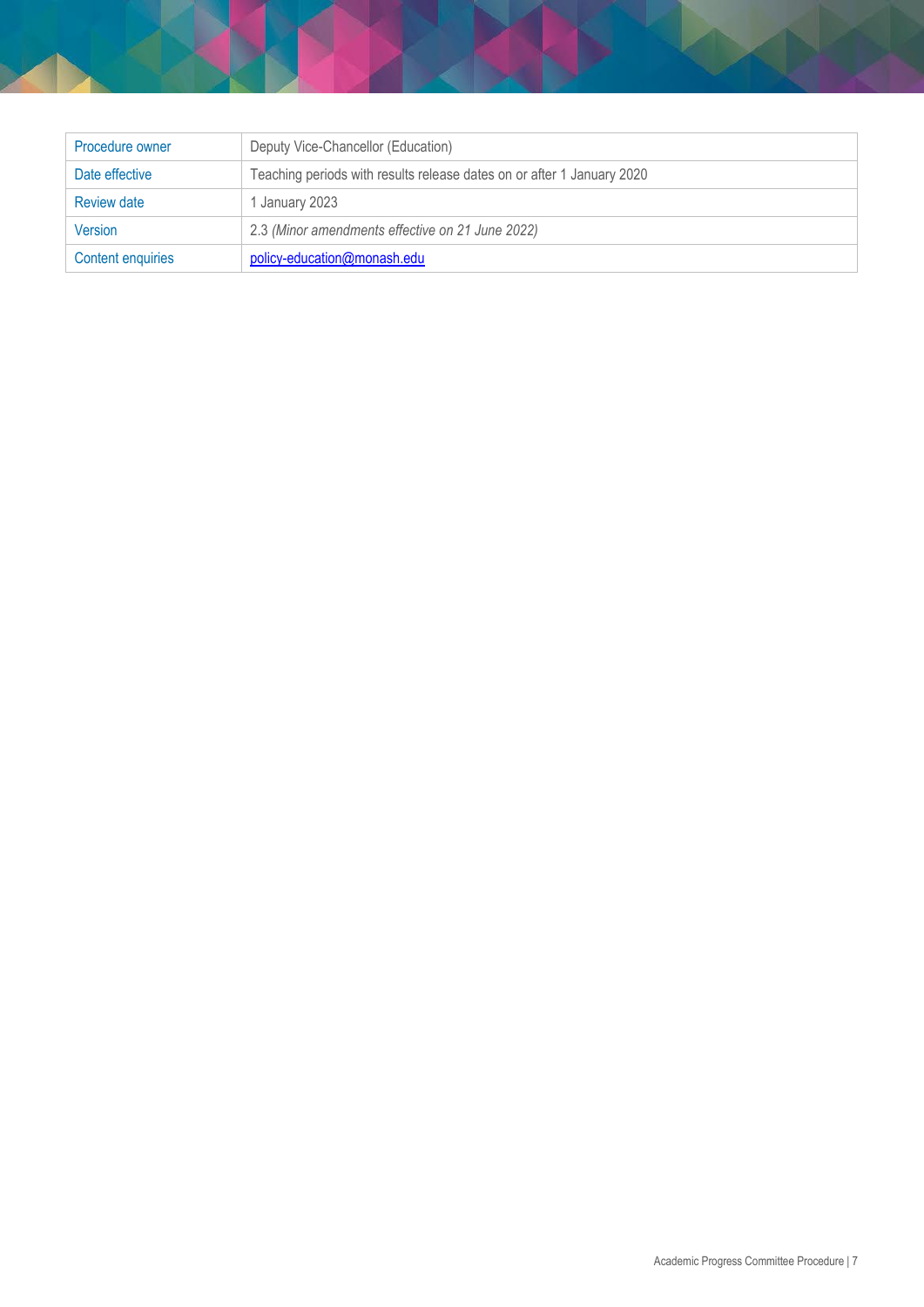| | |
|---|---|
| Procedure owner | Deputy Vice-Chancellor (Education) |
| Date effective | Teaching periods with results release dates on or after 1 January 2020 |
| Review date | 1 January 2023 |
| Version | 2.3 *(Minor amendments effective on 21 June 2022)* |
| Content enquiries | policy-education@monash.edu |